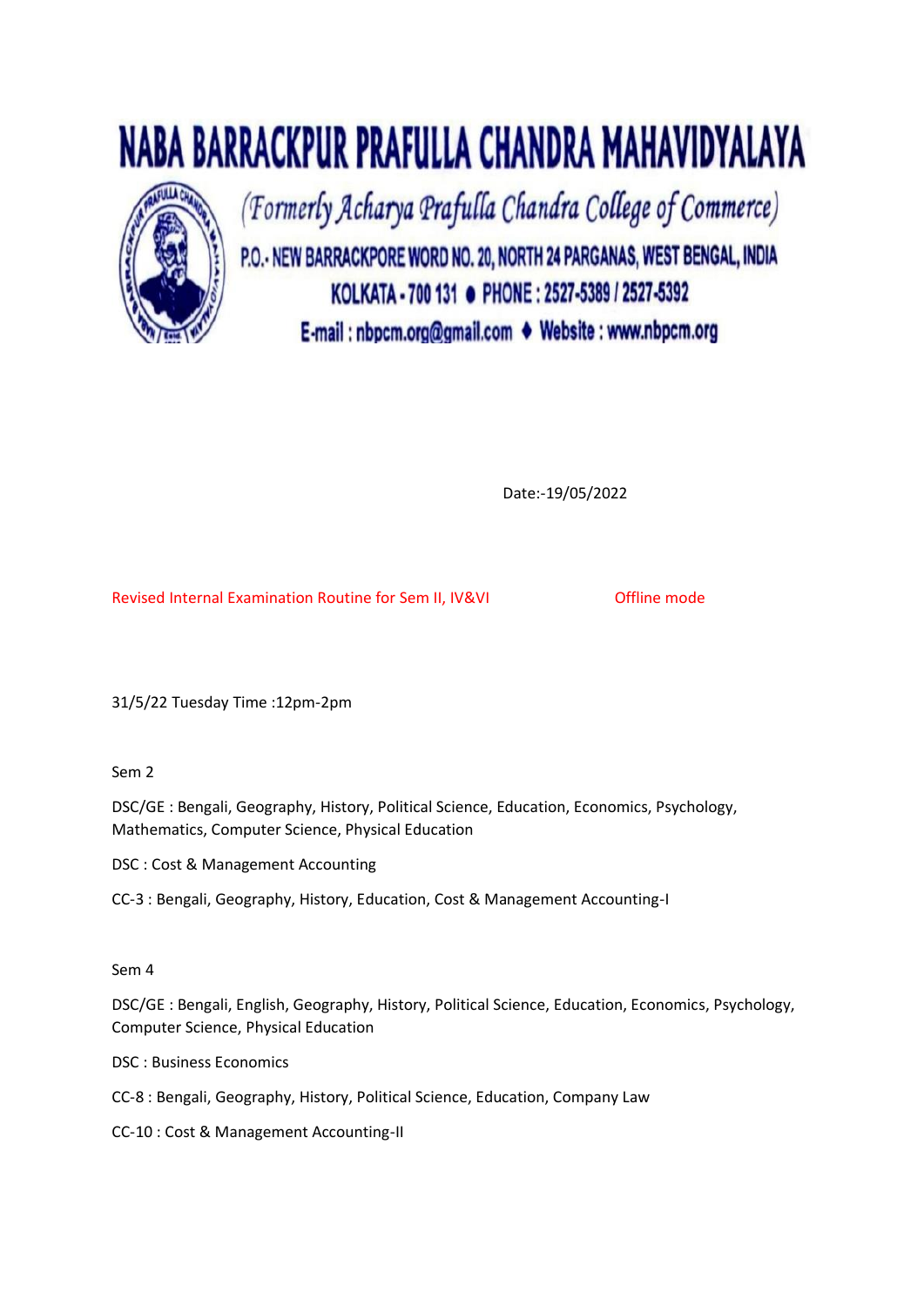# NABA BARRACKPUR PRAFULLA CHANDRA MAHAVIDYALAYA

*(Formerly Acharya Prafulla Chandra College of Commerce)*

P.O.- NEW BARRACKPORE WORD NO. 20, NORTH 24 PARGANAS, WEST BENGAL, INDIA

KOLKATA - 700 131 ● PHONE : 2527-5389 / 2527-5392

E-mail : nbpcm.org@gmail.com ♦ Website : www.nbpcm.org

Date:-19/05/2022

Revised Internal Examination Routine for Sem II, IV&VI Offline mode

31/5/22 Tuesday Time :12pm-2pm

Sem 2

DSC/GE : Bengali, Geography, History, Political Science, Education, Economics, Psychology, Mathematics, Computer Science, Physical Education

DSC : Cost & Management Accounting

CC-3 : Bengali, Geography, History, Education, Cost & Management Accounting-I

Sem 4

DSC/GE : Bengali, English, Geography, History, Political Science, Education, Economics, Psychology, Computer Science, Physical Education

DSC : Business Economics

CC-8 : Bengali, Geography, History, Political Science, Education, Company Law

CC-10 : Cost & Management Accounting-II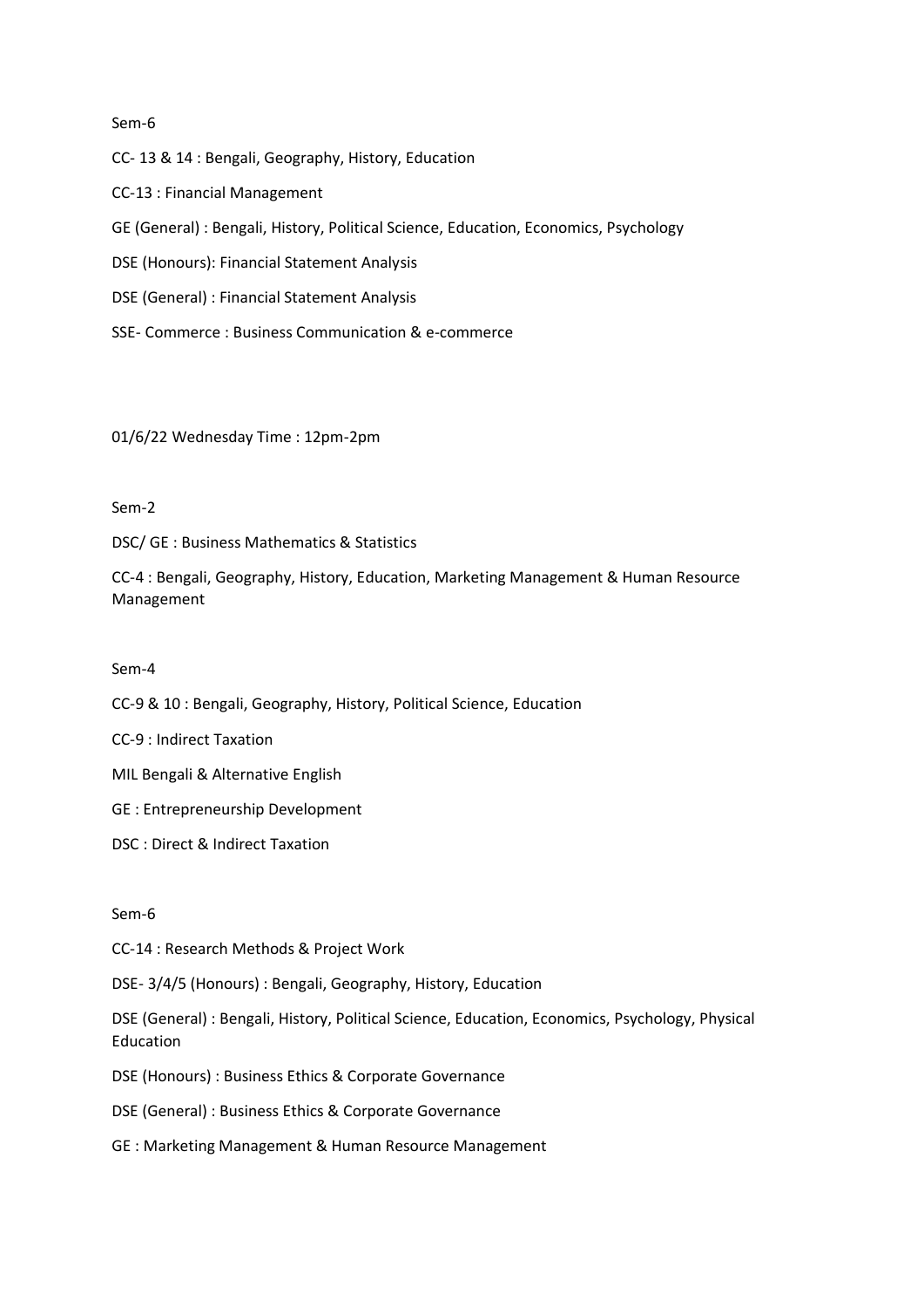Sem-6

CC- 13 & 14 : Bengali, Geography, History, Education

CC-13 : Financial Management

GE (General) : Bengali, History, Political Science, Education, Economics, Psychology

DSE (Honours): Financial Statement Analysis

DSE (General) : Financial Statement Analysis

SSE- Commerce : Business Communication & e-commerce

01/6/22 Wednesday Time : 12pm-2pm

Sem-2

DSC/ GE : Business Mathematics & Statistics

CC-4 : Bengali, Geography, History, Education, Marketing Management & Human Resource Management

Sem-4

CC-9 & 10 : Bengali, Geography, History, Political Science, Education

CC-9 : Indirect Taxation

MIL Bengali & Alternative English

GE : Entrepreneurship Development

DSC : Direct & Indirect Taxation

Sem-6

CC-14 : Research Methods & Project Work

DSE- 3/4/5 (Honours) : Bengali, Geography, History, Education

DSE (General) : Bengali, History, Political Science, Education, Economics, Psychology, Physical Education

DSE (Honours) : Business Ethics & Corporate Governance

DSE (General) : Business Ethics & Corporate Governance

GE : Marketing Management & Human Resource Management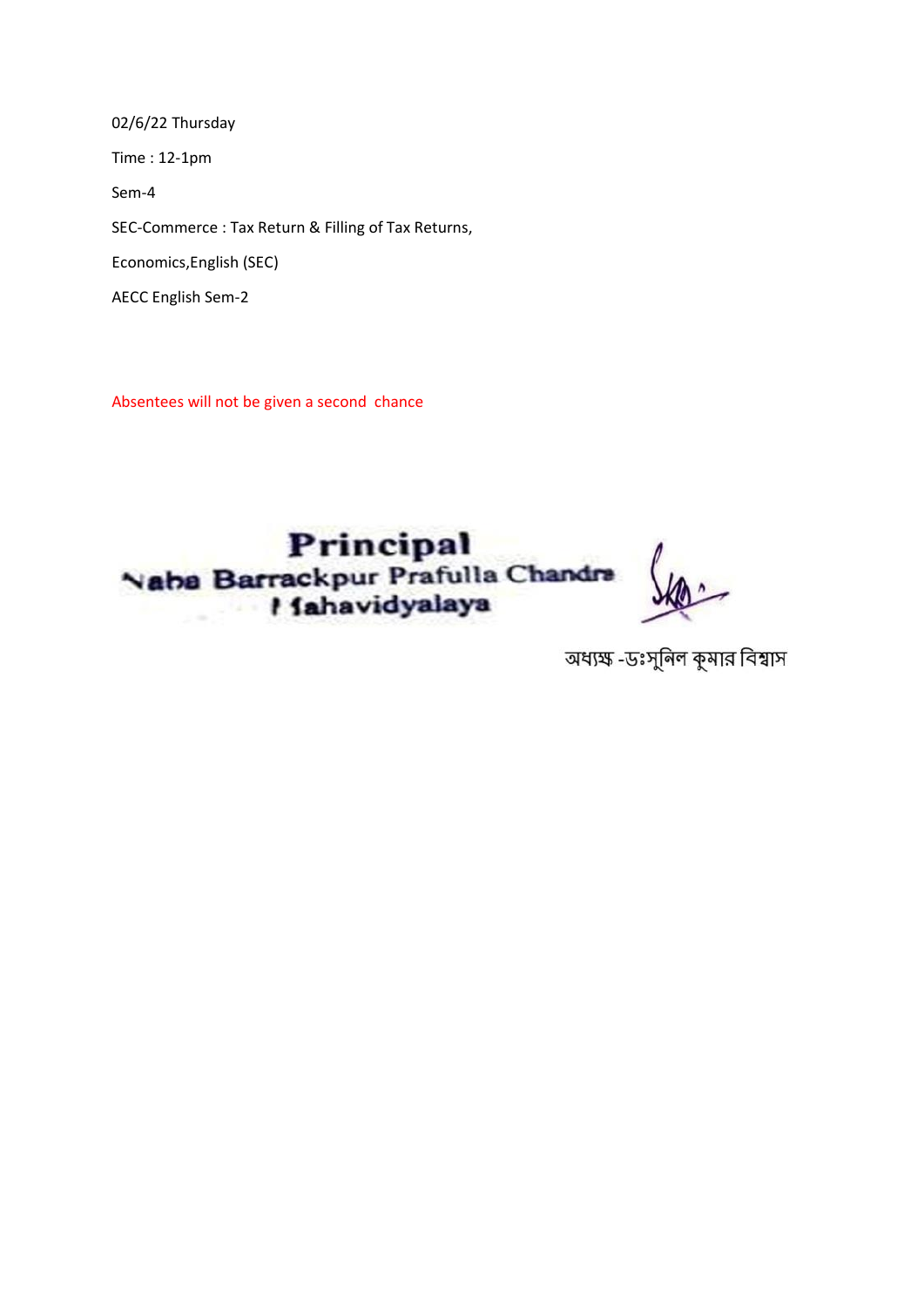02/6/22 Thursday

Time : 12-1pm

Sem-4

SEC-Commerce : Tax Return & Filling of Tax Returns,

Economics,English (SEC)

AECC English Sem-2

Absentees will not be given a second chance

**Principal**
**Naba Barrackpur Prafulla Chandra Mahavidyalaya**

অধ্যক্ষ -ডঃসুনিল কুমার বিশ্বাস